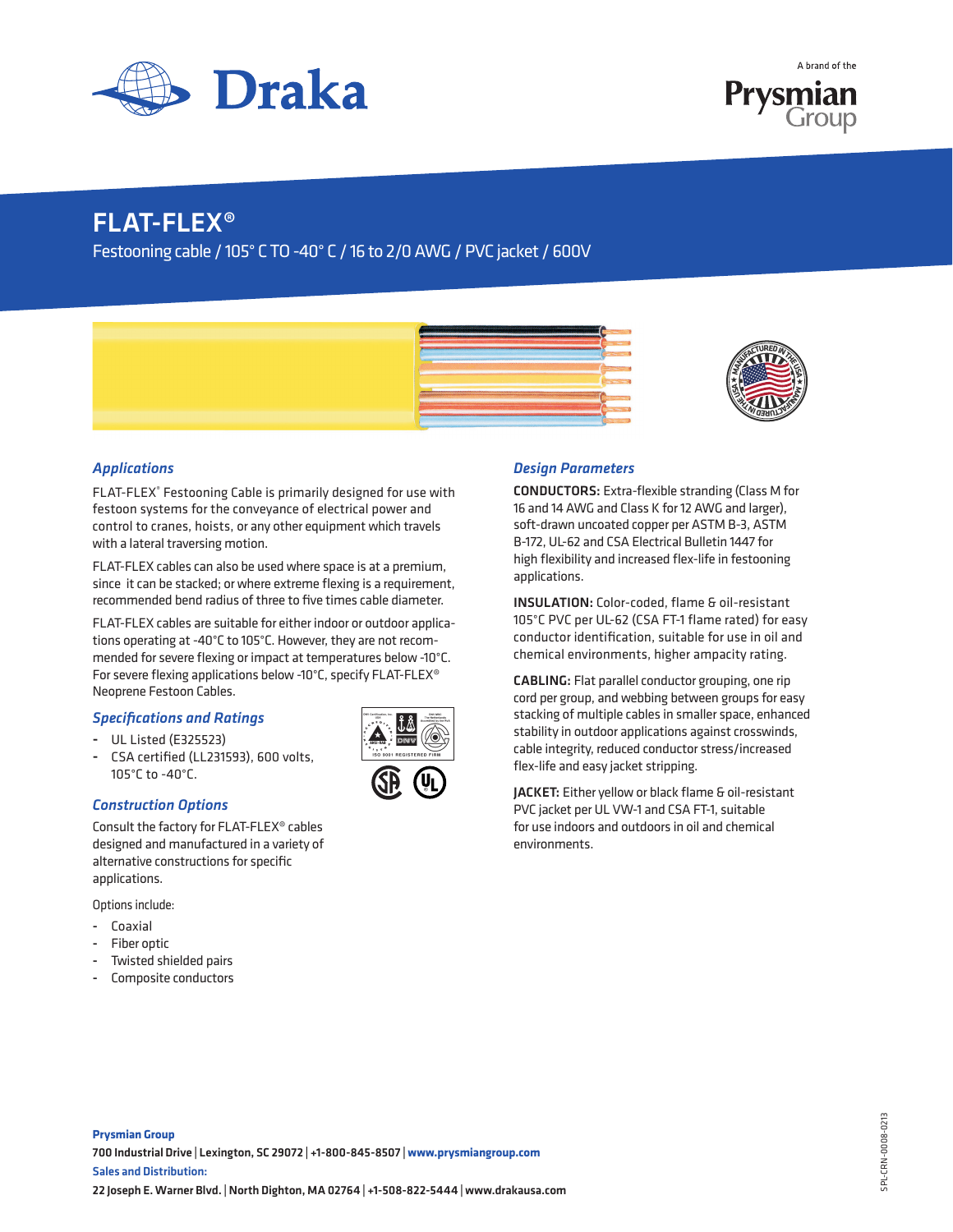Draka

A brand of the Prysmian Group

# FLAT-FLEX®

Festooning cable / 105° C TO -40° C / 16 to 2/0 AWG / PVC jacket / 600V

## *Applications*

FLAT-FLEX® Festooning Cable is primarily designed for use with festoon systems for the conveyance of electrical power and control to cranes, hoists, or any other equipment which travels with a lateral traversing motion.

FLAT-FLEX cables can also be used where space is at a premium, since it can be stacked; or where extreme flexing is a requirement, recommended bend radius of three to five times cable diameter.

FLAT-FLEX cables are suitable for either indoor or outdoor applications operating at -40°C to 105°C. However, they are not recommended for severe flexing or impact at temperatures below -10°C. For severe flexing applications below -10°C, specify FLAT-FLEX® Neoprene Festoon Cables.

## *Specifications and Ratings*

- UL Listed (E325523)
- CSA certified (LL231593), 600 volts, 105°C to -40°C.

## *Construction Options*

Consult the factory for FLAT-FLEX® cables designed and manufactured in a variety of alternative constructions for specific applications.

Options include:

- Coaxial
- Fiber optic
- Twisted shielded pairs
- Composite conductors

## *Design Parameters*

**CONDUCTORS:** Extra-flexible stranding (Class M for 16 and 14 AWG and Class K for 12 AWG and larger), soft-drawn uncoated copper per ASTM B-3, ASTM B-172, UL-62 and CSA Electrical Bulletin 1447 for high flexibility and increased flex-life in festooning applications.

**INSULATION:** Color-coded, flame & oil-resistant 105°C PVC per UL-62 (CSA FT-1 flame rated) for easy conductor identification, suitable for use in oil and chemical environments, higher ampacity rating.

**CABLING:** Flat parallel conductor grouping, one rip cord per group, and webbing between groups for easy stacking of multiple cables in smaller space, enhanced stability in outdoor applications against crosswinds, cable integrity, reduced conductor stress/increased flex-life and easy jacket stripping.

**JACKET:** Either yellow or black flame & oil-resistant PVC jacket per UL VW-1 and CSA FT-1, suitable for use indoors and outdoors in oil and chemical environments.

**Prysmian Group**
700 Industrial Drive | Lexington, SC 29072 | +1-800-845-8507 | www.prysmiangroup.com
**Sales and Distribution:**
22 Joseph E. Warner Blvd. | North Dighton, MA 02764 | +1-508-822-5444 | www.drakausa.com

SPL-CRN-0008-0213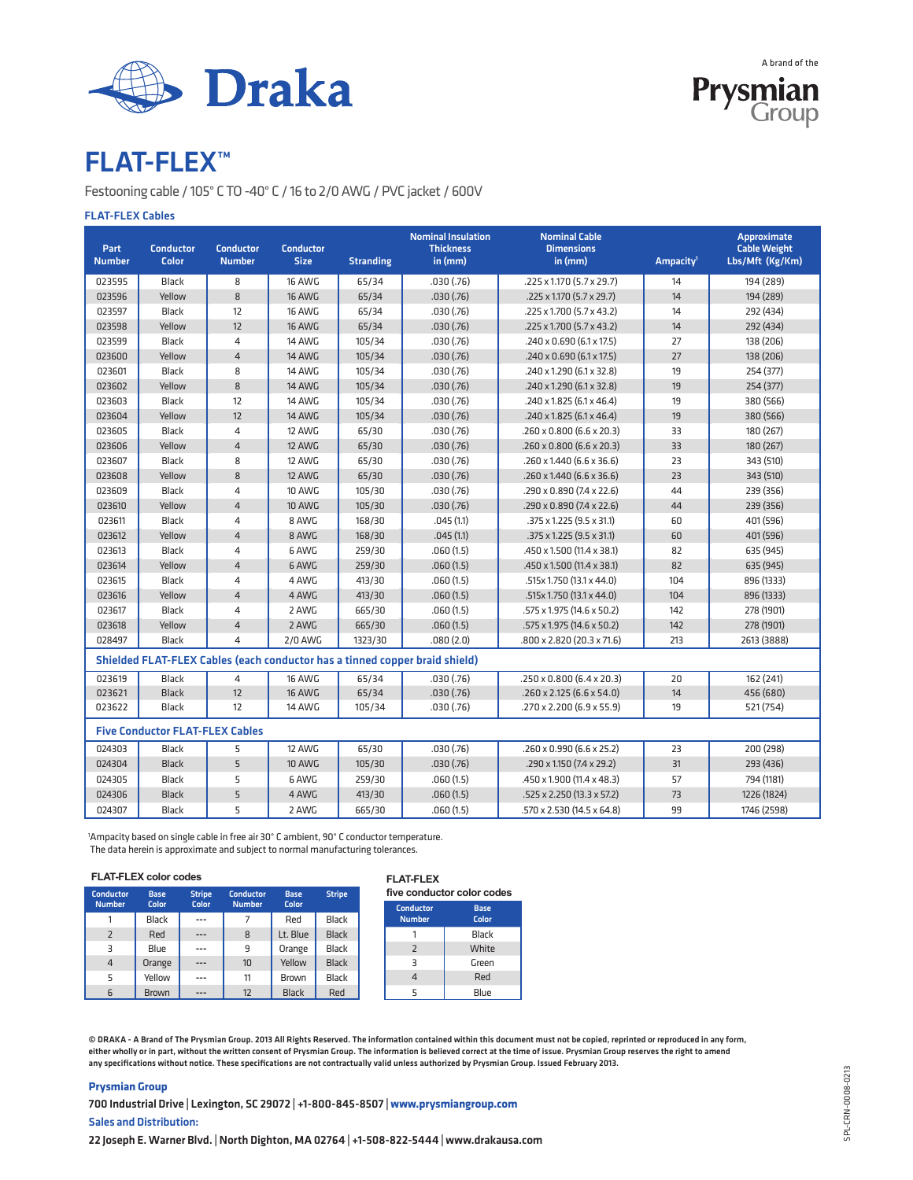Draka

A brand of the Prysmian Group

# FLAT-FLEX™

Festooning cable / 105° C TO -40° C / 16 to 2/0 AWG / PVC jacket / 600V

### FLAT-FLEX Cables

| Part Number | Conductor Color | Conductor Number | Conductor Size | Stranding | Nominal Insulation Thickness in (mm) | Nominal Cable Dimensions in (mm) | Ampacity[1] | Approximate Cable Weight Lbs/Mft (Kg/Km) |
|---|---|---|---|---|---|---|---|---|
| 023595 | Black | 8 | 16 AWG | 65/34 | .030 (.76) | .225 x 1.170 (5.7 x 29.7) | 14 | 194 (289) |
| 023596 | Yellow | 8 | 16 AWG | 65/34 | .030 (.76) | .225 x 1.170 (5.7 x 29.7) | 14 | 194 (289) |
| 023597 | Black | 12 | 16 AWG | 65/34 | .030 (.76) | .225 x 1.700 (5.7 x 43.2) | 14 | 292 (434) |
| 023598 | Yellow | 12 | 16 AWG | 65/34 | .030 (.76) | .225 x 1.700 (5.7 x 43.2) | 14 | 292 (434) |
| 023599 | Black | 4 | 14 AWG | 105/34 | .030 (.76) | .240 x 0.690 (6.1 x 17.5) | 27 | 138 (206) |
| 023600 | Yellow | 4 | 14 AWG | 105/34 | .030 (.76) | .240 x 0.690 (6.1 x 17.5) | 27 | 138 (206) |
| 023601 | Black | 8 | 14 AWG | 105/34 | .030 (.76) | .240 x 1.290 (6.1 x 32.8) | 19 | 254 (377) |
| 023602 | Yellow | 8 | 14 AWG | 105/34 | .030 (.76) | .240 x 1.290 (6.1 x 32.8) | 19 | 254 (377) |
| 023603 | Black | 12 | 14 AWG | 105/34 | .030 (.76) | .240 x 1.825 (6.1 x 46.4) | 19 | 380 (566) |
| 023604 | Yellow | 12 | 14 AWG | 105/34 | .030 (.76) | .240 x 1.825 (6.1 x 46.4) | 19 | 380 (566) |
| 023605 | Black | 4 | 12 AWG | 65/30 | .030 (.76) | .260 x 0.800 (6.6 x 20.3) | 33 | 180 (267) |
| 023606 | Yellow | 4 | 12 AWG | 65/30 | .030 (.76) | .260 x 0.800 (6.6 x 20.3) | 33 | 180 (267) |
| 023607 | Black | 8 | 12 AWG | 65/30 | .030 (.76) | .260 x 1.440 (6.6 x 36.6) | 23 | 343 (510) |
| 023608 | Yellow | 8 | 12 AWG | 65/30 | .030 (.76) | .260 x 1.440 (6.6 x 36.6) | 23 | 343 (510) |
| 023609 | Black | 4 | 10 AWG | 105/30 | .030 (.76) | .290 x 0.890 (7.4 x 22.6) | 44 | 239 (356) |
| 023610 | Yellow | 4 | 10 AWG | 105/30 | .030 (.76) | .290 x 0.890 (7.4 x 22.6) | 44 | 239 (356) |
| 023611 | Black | 4 | 8 AWG | 168/30 | .045 (1.1) | .375 x 1.225 (9.5 x 31.1) | 60 | 401 (596) |
| 023612 | Yellow | 4 | 8 AWG | 168/30 | .045 (1.1) | .375 x 1.225 (9.5 x 31.1) | 60 | 401 (596) |
| 023613 | Black | 4 | 6 AWG | 259/30 | .060 (1.5) | .450 x 1.500 (11.4 x 38.1) | 82 | 635 (945) |
| 023614 | Yellow | 4 | 6 AWG | 259/30 | .060 (1.5) | .450 x 1.500 (11.4 x 38.1) | 82 | 635 (945) |
| 023615 | Black | 4 | 4 AWG | 413/30 | .060 (1.5) | .515x 1.750 (13.1 x 44.0) | 104 | 896 (1333) |
| 023616 | Yellow | 4 | 4 AWG | 413/30 | .060 (1.5) | .515x 1.750 (13.1 x 44.0) | 104 | 896 (1333) |
| 023617 | Black | 4 | 2 AWG | 665/30 | .060 (1.5) | .575 x 1.975 (14.6 x 50.2) | 142 | 278 (1901) |
| 023618 | Yellow | 4 | 2 AWG | 665/30 | .060 (1.5) | .575 x 1.975 (14.6 x 50.2) | 142 | 278 (1901) |
| 028497 | Black | 4 | 2/0 AWG | 1323/30 | .080 (2.0) | .800 x 2.820 (20.3 x 71.6) | 213 | 2613 (3888) |
| **Shielded FLAT-FLEX Cables (each conductor has a tinned copper braid shield)** | | | | | | | | |
| 023619 | Black | 4 | 16 AWG | 65/34 | .030 (.76) | .250 x 0.800 (6.4 x 20.3) | 20 | 162 (241) |
| 023621 | Black | 12 | 16 AWG | 65/34 | .030 (.76) | .260 x 2.125 (6.6 x 54.0) | 14 | 456 (680) |
| 023622 | Black | 12 | 14 AWG | 105/34 | .030 (.76) | .270 x 2.200 (6.9 x 55.9) | 19 | 521 (754) |
| **Five Conductor FLAT-FLEX Cables** | | | | | | | | |
| 024303 | Black | 5 | 12 AWG | 65/30 | .030 (.76) | .260 x 0.990 (6.6 x 25.2) | 23 | 200 (298) |
| 024304 | Black | 5 | 10 AWG | 105/30 | .030 (.76) | .290 x 1.150 (7.4 x 29.2) | 31 | 293 (436) |
| 024305 | Black | 5 | 6 AWG | 259/30 | .060 (1.5) | .450 x 1.900 (11.4 x 48.3) | 57 | 794 (1181) |
| 024306 | Black | 5 | 4 AWG | 413/30 | .060 (1.5) | .525 x 2.250 (13.3 x 57.2) | 73 | 1226 (1824) |
| 024307 | Black | 5 | 2 AWG | 665/30 | .060 (1.5) | .570 x 2.530 (14.5 x 64.8) | 99 | 1746 (2598) |

[1]Ampacity based on single cable in free air 30° C ambient, 90° C conductor temperature.
The data herein is approximate and subject to normal manufacturing tolerances.

**FLAT-FLEX color codes**

| Conductor Number | Base Color | Stripe Color | Conductor Number | Base Color | Stripe |
|---|---|---|---|---|---|
| 1 | Black | --- | 7 | Red | Black |
| 2 | Red | --- | 8 | Lt. Blue | Black |
| 3 | Blue | --- | 9 | Orange | Black |
| 4 | Orange | --- | 10 | Yellow | Black |
| 5 | Yellow | --- | 11 | Brown | Black |
| 6 | Brown | --- | 12 | Black | Red |

**FLAT-FLEX five conductor color codes**

| Conductor Number | Base Color |
|---|---|
| 1 | Black |
| 2 | White |
| 3 | Green |
| 4 | Red |
| 5 | Blue |

**© DRAKA - A Brand of The Prysmian Group. 2013 All Rights Reserved. The information contained within this document must not be copied, reprinted or reproduced in any form, either wholly or in part, without the written consent of Prysmian Group. The information is believed correct at the time of issue. Prysmian Group reserves the right to amend any specifications without notice. These specifications are not contractually valid unless authorized by Prysmian Group. Issued February 2013.**

**Prysmian Group**

**700 Industrial Drive | Lexington, SC 29072 | +1-800-845-8507 | www.prysmiangroup.com**

**Sales and Distribution:**

**22 Joseph E. Warner Blvd. | North Dighton, MA 02764 | +1-508-822-5444 | www.drakausa.com**

SPL-CRN-0008-0213